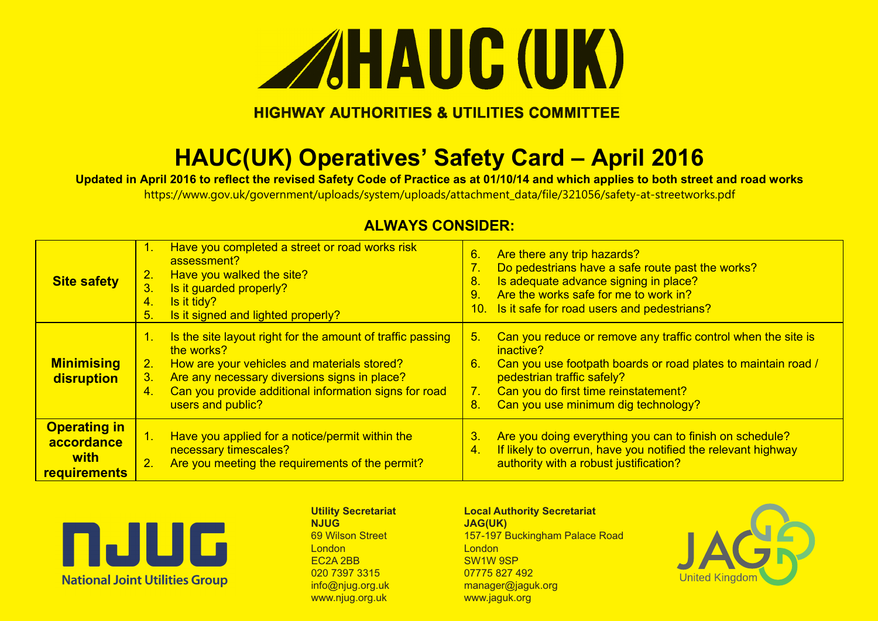# HAUC (UK)

**HIGHWAY AUTHORITIES & UTILITIES COMMITTEE**

## HAUC(UK) Operatives' Safety Card – April 2016

**Updated in April 2016 to reflect the revised Safety Code of Practice as at 01/10/14 and which applies to both street and road works**

https://www.gov.uk/government/uploads/system/uploads/attachment_data/file/321056/safety-at-streetworks.pdf

### ALWAYS CONSIDER:

| | | |
|---|---|---|
| **Site safety** | 1. Have you completed a street or road works risk assessment?<br>2. Have you walked the site?<br>3. Is it guarded properly?<br>4. Is it tidy?<br>5. Is it signed and lighted properly? | 6. Are there any trip hazards?<br>7. Do pedestrians have a safe route past the works?<br>8. Is adequate advance signing in place?<br>9. Are the works safe for me to work in?<br>10. Is it safe for road users and pedestrians? |
| **Minimising disruption** | 1. Is the site layout right for the amount of traffic passing the works?<br>2. How are your vehicles and materials stored?<br>3. Are any necessary diversions signs in place?<br>4. Can you provide additional information signs for road users and public? | 5. Can you reduce or remove any traffic control when the site is inactive?<br>6. Can you use footpath boards or road plates to maintain road / pedestrian traffic safely?<br>7. Can you do first time reinstatement?<br>8. Can you use minimum dig technology? |
| **Operating in accordance with requirements** | 1. Have you applied for a notice/permit within the necessary timescales?<br>2. Are you meeting the requirements of the permit? | 3. Are you doing everything you can to finish on schedule?<br>4. If likely to overrun, have you notified the relevant highway authority with a robust justification? |

NJUG
National Joint Utilities Group

**Utility Secretariat**
**NJUG**
69 Wilson Street
London
EC2A 2BB
020 7397 3315
info@njug.org.uk
www.njug.org.uk

**Local Authority Secretariat**
**JAG(UK)**
157-197 Buckingham Palace Road
London
SW1W 9SP
07775 827 492
manager@jaguk.org
www.jaguk.org

JAG
United Kingdom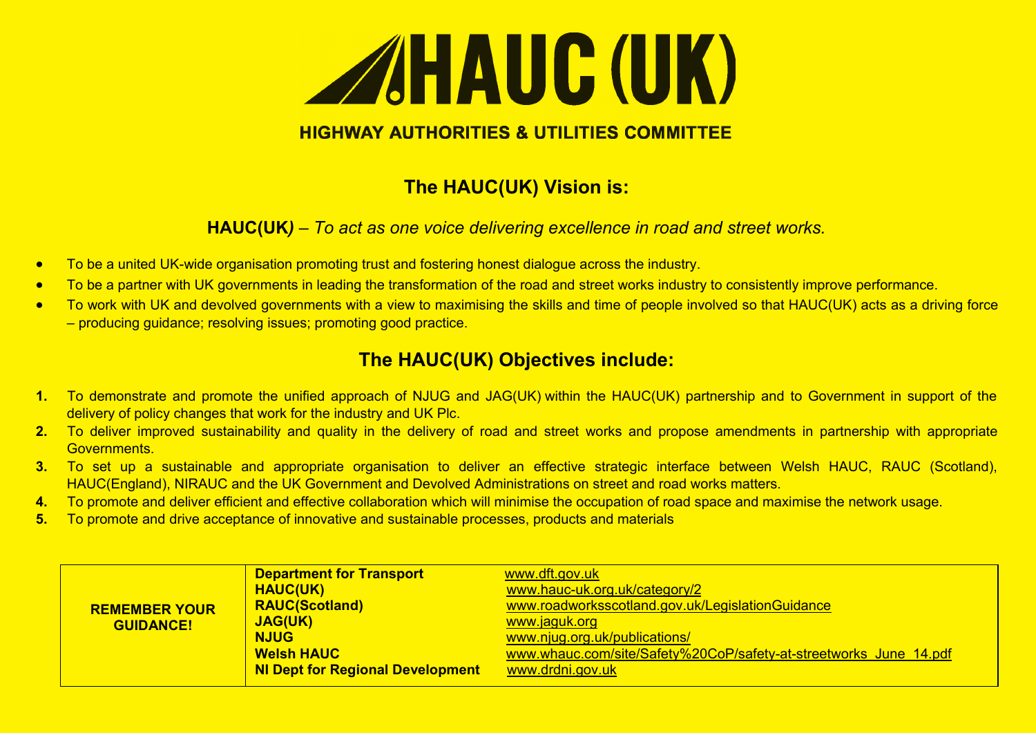# HAUC (UK)

**HIGHWAY AUTHORITIES & UTILITIES COMMITTEE**

## The HAUC(UK) Vision is:

**HAUC(UK)** – *To act as one voice delivering excellence in road and street works.*

- To be a united UK-wide organisation promoting trust and fostering honest dialogue across the industry.
- To be a partner with UK governments in leading the transformation of the road and street works industry to consistently improve performance.
- To work with UK and devolved governments with a view to maximising the skills and time of people involved so that HAUC(UK) acts as a driving force – producing guidance; resolving issues; promoting good practice.

## The HAUC(UK) Objectives include:

1. To demonstrate and promote the unified approach of NJUG and JAG(UK) within the HAUC(UK) partnership and to Government in support of the delivery of policy changes that work for the industry and UK Plc.
2. To deliver improved sustainability and quality in the delivery of road and street works and propose amendments in partnership with appropriate Governments.
3. To set up a sustainable and appropriate organisation to deliver an effective strategic interface between Welsh HAUC, RAUC (Scotland), HAUC(England), NIRAUC and the UK Government and Devolved Administrations on street and road works matters.
4. To promote and deliver efficient and effective collaboration which will minimise the occupation of road space and maximise the network usage.
5. To promote and drive acceptance of innovative and sustainable processes, products and materials

| | | |
|---|---|---|
| **REMEMBER YOUR GUIDANCE!** | **Department for Transport** | www.dft.gov.uk |
| | **HAUC(UK)** | www.hauc-uk.org.uk/category/2 |
| | **RAUC(Scotland)** | www.roadworksscotland.gov.uk/LegislationGuidance |
| | **JAG(UK)** | www.jaguk.org |
| | **NJUG** | www.njug.org.uk/publications/ |
| | **Welsh HAUC** | www.whauc.com/site/Safety%20CoP/safety-at-streetworks_June_14.pdf |
| | **NI Dept for Regional Development** | www.drdni.gov.uk |